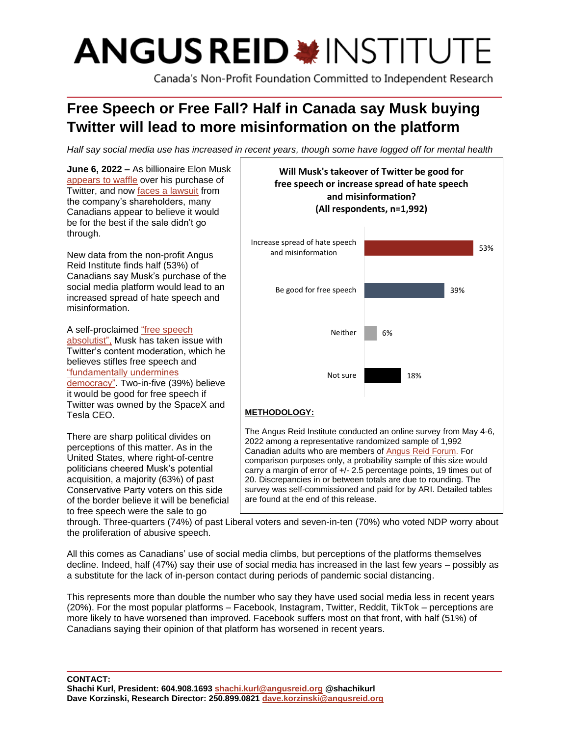# ANGUS REID INSTITUTE

Canada's Non-Profit Foundation Committed to Independent Research

## Free Speech or Free Fall? Half in Canada say Musk buying Twitter will lead to more misinformation on the platform

*Half say social media use has increased in recent years, though some have logged off for mental health*

**June 6, 2022 –** As billionaire Elon Musk appears to waffle over his purchase of Twitter, and now faces a lawsuit from the company's shareholders, many Canadians appear to believe it would be for the best if the sale didn't go through.

New data from the non-profit Angus Reid Institute finds half (53%) of Canadians say Musk's purchase of the social media platform would lead to an increased spread of hate speech and misinformation.

A self-proclaimed "free speech absolutist", Musk has taken issue with Twitter's content moderation, which he believes stifles free speech and "fundamentally undermines democracy". Two-in-five (39%) believe it would be good for free speech if Twitter was owned by the SpaceX and Tesla CEO.

There are sharp political divides on perceptions of this matter. As in the United States, where right-of-centre politicians cheered Musk's potential acquisition, a majority (63%) of past Conservative Party voters on this side of the border believe it will be beneficial to free speech were the sale to go through. Three-quarters (74%) of past Liberal voters and seven-in-ten (70%) who voted NDP worry about the proliferation of abusive speech.

**Will Musk's takeover of Twitter be good for free speech or increase spread of hate speech and misinformation? (All respondents, n=1,992)**

| Response | % |
|---|---|
| Increase spread of hate speech and misinformation | 53% |
| Be good for free speech | 39% |
| Neither | 6% |
| Not sure | 18% |

**METHODOLOGY:**

The Angus Reid Institute conducted an online survey from May 4-6, 2022 among a representative randomized sample of 1,992 Canadian adults who are members of Angus Reid Forum. For comparison purposes only, a probability sample of this size would carry a margin of error of +/- 2.5 percentage points, 19 times out of 20. Discrepancies in or between totals are due to rounding. The survey was self-commissioned and paid for by ARI. Detailed tables are found at the end of this release.

All this comes as Canadians' use of social media climbs, but perceptions of the platforms themselves decline. Indeed, half (47%) say their use of social media has increased in the last few years – possibly as a substitute for the lack of in-person contact during periods of pandemic social distancing.

This represents more than double the number who say they have used social media less in recent years (20%). For the most popular platforms – Facebook, Instagram, Twitter, Reddit, TikTok – perceptions are more likely to have worsened than improved. Facebook suffers most on that front, with half (51%) of Canadians saying their opinion of that platform has worsened in recent years.

**CONTACT:**
**Shachi Kurl, President: 604.908.1693 shachi.kurl@angusreid.org @shachikurl**
**Dave Korzinski, Research Director: 250.899.0821 dave.korzinski@angusreid.org**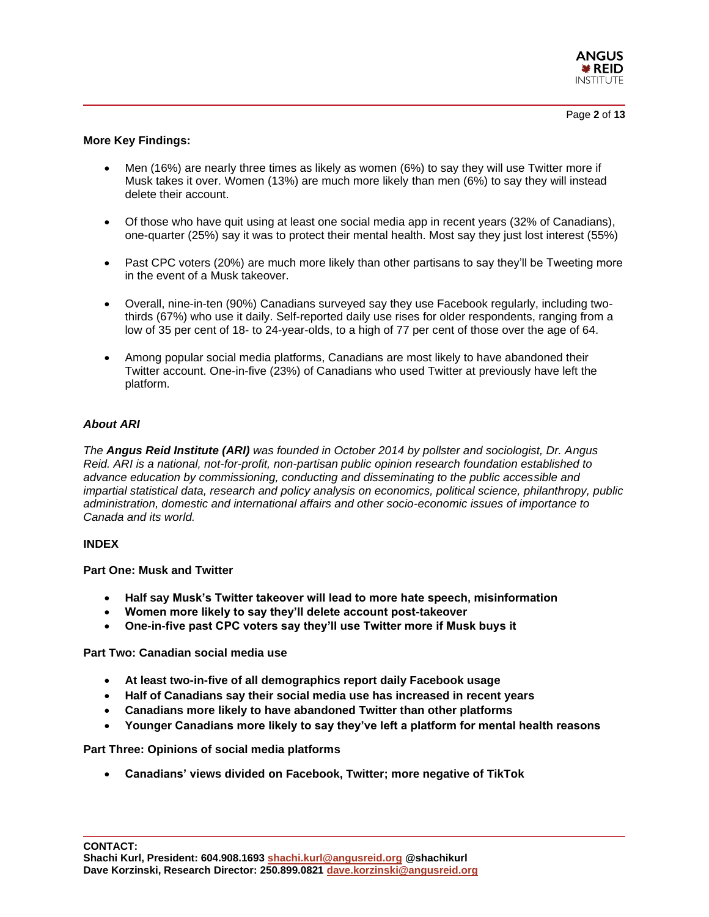**More Key Findings:**

- Men (16%) are nearly three times as likely as women (6%) to say they will use Twitter more if Musk takes it over. Women (13%) are much more likely than men (6%) to say they will instead delete their account.
- Of those who have quit using at least one social media app in recent years (32% of Canadians), one-quarter (25%) say it was to protect their mental health. Most say they just lost interest (55%)
- Past CPC voters (20%) are much more likely than other partisans to say they'll be Tweeting more in the event of a Musk takeover.
- Overall, nine-in-ten (90%) Canadians surveyed say they use Facebook regularly, including two-thirds (67%) who use it daily. Self-reported daily use rises for older respondents, ranging from a low of 35 per cent of 18- to 24-year-olds, to a high of 77 per cent of those over the age of 64.
- Among popular social media platforms, Canadians are most likely to have abandoned their Twitter account. One-in-five (23%) of Canadians who used Twitter at previously have left the platform.

***About ARI***

*The **Angus Reid Institute (ARI)** was founded in October 2014 by pollster and sociologist, Dr. Angus Reid. ARI is a national, not-for-profit, non-partisan public opinion research foundation established to advance education by commissioning, conducting and disseminating to the public accessible and impartial statistical data, research and policy analysis on economics, political science, philanthropy, public administration, domestic and international affairs and other socio-economic issues of importance to Canada and its world.*

**INDEX**

**Part One: Musk and Twitter**

- **Half say Musk's Twitter takeover will lead to more hate speech, misinformation**
- **Women more likely to say they'll delete account post-takeover**
- **One-in-five past CPC voters say they'll use Twitter more if Musk buys it**

**Part Two: Canadian social media use**

- **At least two-in-five of all demographics report daily Facebook usage**
- **Half of Canadians say their social media use has increased in recent years**
- **Canadians more likely to have abandoned Twitter than other platforms**
- **Younger Canadians more likely to say they've left a platform for mental health reasons**

**Part Three: Opinions of social media platforms**

- **Canadians' views divided on Facebook, Twitter; more negative of TikTok**

**CONTACT:**
**Shachi Kurl, President: 604.908.1693 shachi.kurl@angusreid.org @shachikurl**
**Dave Korzinski, Research Director: 250.899.0821 dave.korzinski@angusreid.org**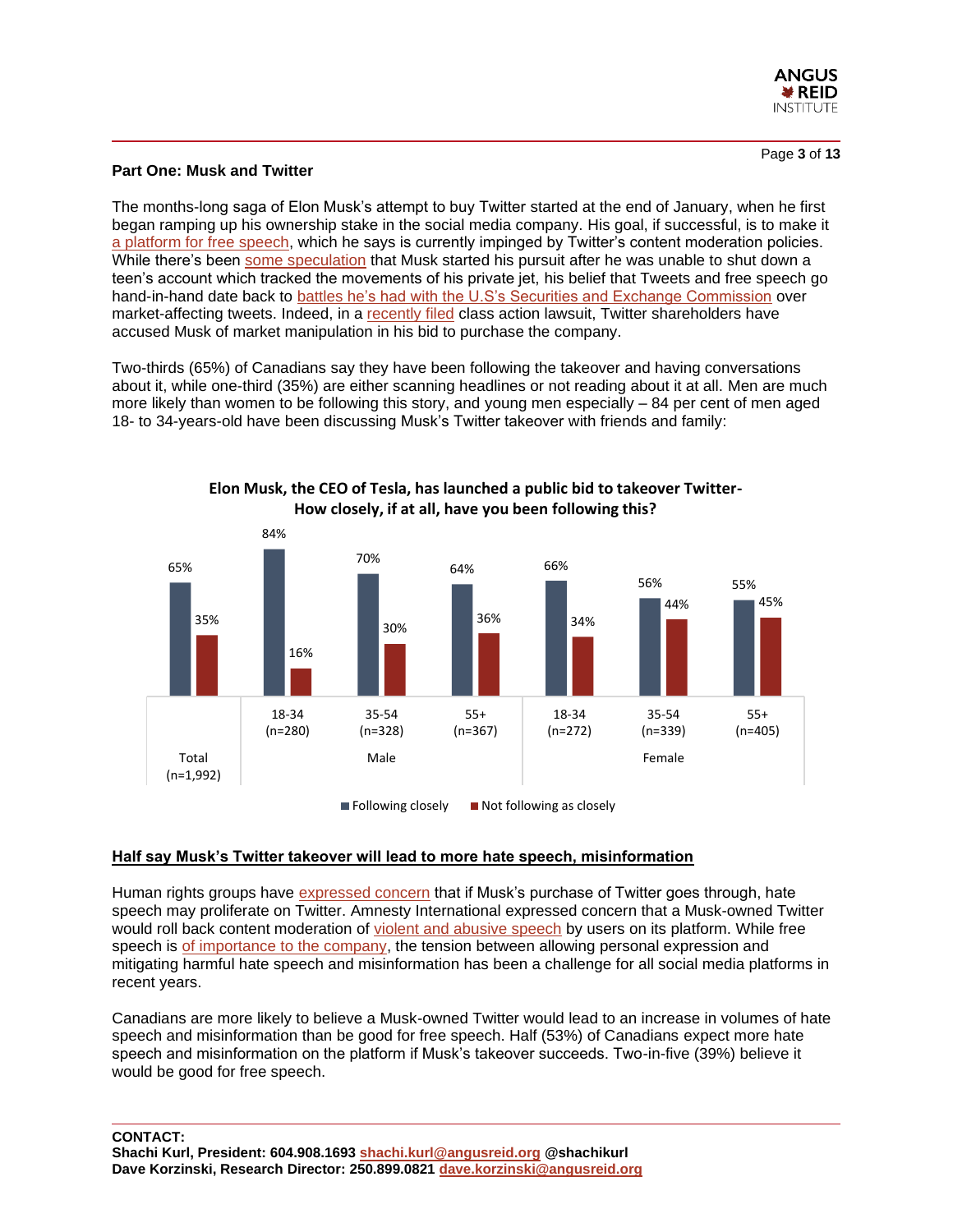## Part One: Musk and Twitter

The months-long saga of Elon Musk's attempt to buy Twitter started at the end of January, when he first began ramping up his ownership stake in the social media company. His goal, if successful, is to make it a platform for free speech, which he says is currently impinged by Twitter's content moderation policies. While there's been some speculation that Musk started his pursuit after he was unable to shut down a teen's account which tracked the movements of his private jet, his belief that Tweets and free speech go hand-in-hand date back to battles he's had with the U.S's Securities and Exchange Commission over market-affecting tweets. Indeed, in a recently filed class action lawsuit, Twitter shareholders have accused Musk of market manipulation in his bid to purchase the company.

Two-thirds (65%) of Canadians say they have been following the takeover and having conversations about it, while one-third (35%) are either scanning headlines or not reading about it at all. Men are much more likely than women to be following this story, and young men especially – 84 per cent of men aged 18- to 34-years-old have been discussing Musk's Twitter takeover with friends and family:

**Elon Musk, the CEO of Tesla, has launched a public bid to takeover Twitter- How closely, if at all, have you been following this?**

| | Total (n=1,992) | Male 18-34 (n=280) | Male 35-54 (n=328) | Male 55+ (n=367) | Female 18-34 (n=272) | Female 35-54 (n=339) | Female 55+ (n=405) |
|---|---|---|---|---|---|---|---|
| Following closely | 65% | 84% | 70% | 64% | 66% | 56% | 55% |
| Not following as closely | 35% | 16% | 30% | 36% | 34% | 44% | 45% |

### Half say Musk's Twitter takeover will lead to more hate speech, misinformation

Human rights groups have expressed concern that if Musk's purchase of Twitter goes through, hate speech may proliferate on Twitter. Amnesty International expressed concern that a Musk-owned Twitter would roll back content moderation of violent and abusive speech by users on its platform. While free speech is of importance to the company, the tension between allowing personal expression and mitigating harmful hate speech and misinformation has been a challenge for all social media platforms in recent years.

Canadians are more likely to believe a Musk-owned Twitter would lead to an increase in volumes of hate speech and misinformation than be good for free speech. Half (53%) of Canadians expect more hate speech and misinformation on the platform if Musk's takeover succeeds. Two-in-five (39%) believe it would be good for free speech.

**CONTACT:**
**Shachi Kurl, President: 604.908.1693 shachi.kurl@angusreid.org @shachikurl**
**Dave Korzinski, Research Director: 250.899.0821 dave.korzinski@angusreid.org**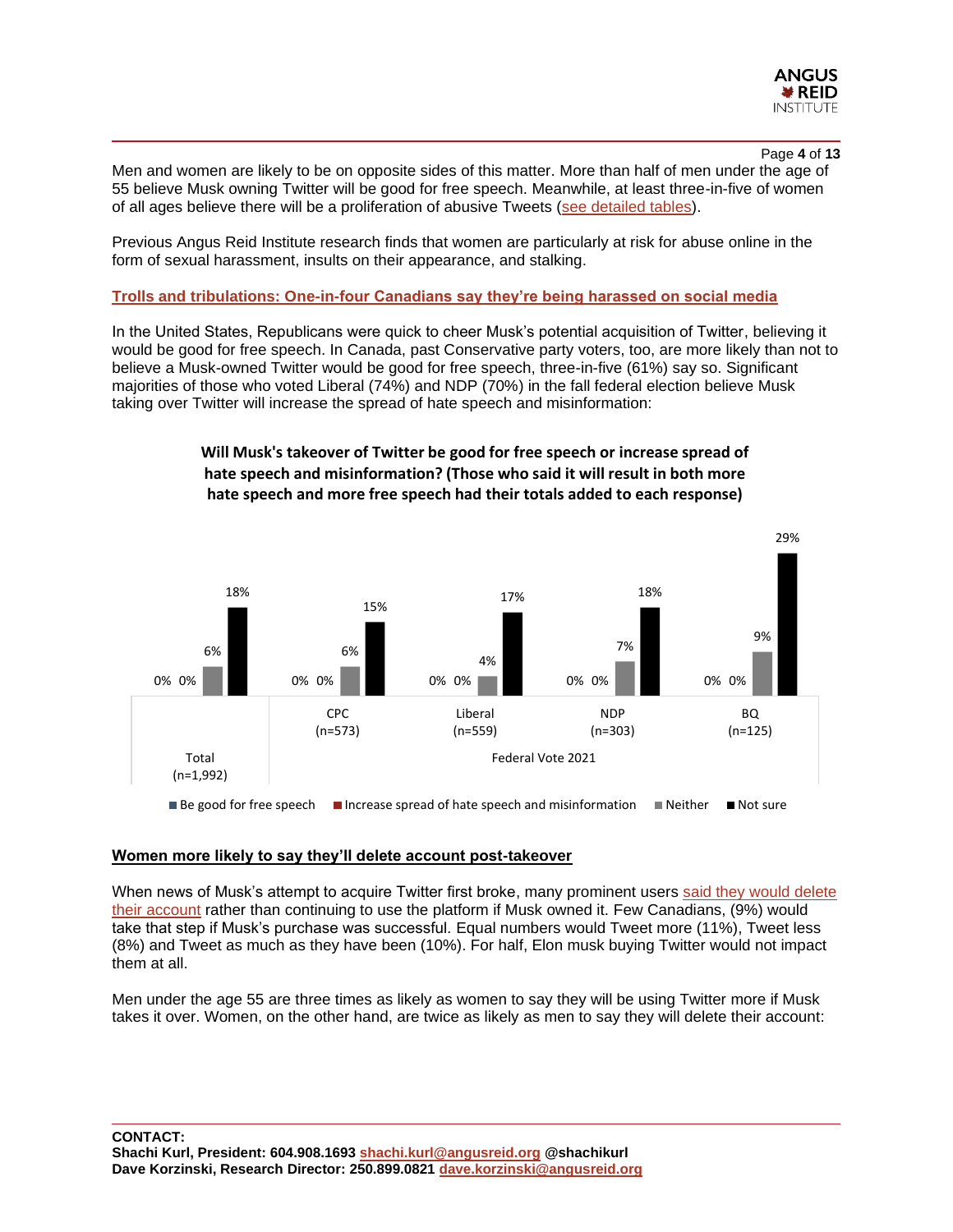Men and women are likely to be on opposite sides of this matter. More than half of men under the age of 55 believe Musk owning Twitter will be good for free speech. Meanwhile, at least three-in-five of women of all ages believe there will be a proliferation of abusive Tweets (see detailed tables).

Previous Angus Reid Institute research finds that women are particularly at risk for abuse online in the form of sexual harassment, insults on their appearance, and stalking.

**Trolls and tribulations: One-in-four Canadians say they're being harassed on social media**

In the United States, Republicans were quick to cheer Musk's potential acquisition of Twitter, believing it would be good for free speech. In Canada, past Conservative party voters, too, are more likely than not to believe a Musk-owned Twitter would be good for free speech, three-in-five (61%) say so. Significant majorities of those who voted Liberal (74%) and NDP (70%) in the fall federal election believe Musk taking over Twitter will increase the spread of hate speech and misinformation:

**Will Musk's takeover of Twitter be good for free speech or increase spread of hate speech and misinformation? (Those who said it will result in both more hate speech and more free speech had their totals added to each response)**

| | Total (n=1,992) | CPC (n=573) | Liberal (n=559) | NDP (n=303) | BQ (n=125) |
|---|---|---|---|---|---|
| Be good for free speech | 0% | 0% | 0% | 0% | 0% |
| Increase spread of hate speech and misinformation | 0% | 0% | 0% | 0% | 0% |
| Neither | 6% | 6% | 4% | 7% | 9% |
| Not sure | 18% | 15% | 17% | 18% | 29% |

(CPC, Liberal, NDP, BQ: Federal Vote 2021)

## Women more likely to say they'll delete account post-takeover

When news of Musk's attempt to acquire Twitter first broke, many prominent users said they would delete their account rather than continuing to use the platform if Musk owned it. Few Canadians, (9%) would take that step if Musk's purchase was successful. Equal numbers would Tweet more (11%), Tweet less (8%) and Tweet as much as they have been (10%). For half, Elon musk buying Twitter would not impact them at all.

Men under the age 55 are three times as likely as women to say they will be using Twitter more if Musk takes it over. Women, on the other hand, are twice as likely as men to say they will delete their account: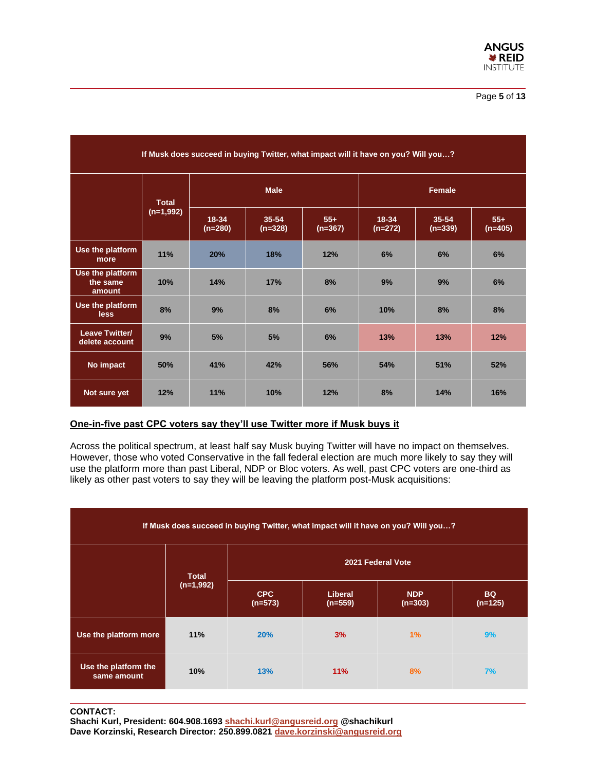| If Musk does succeed in buying Twitter, what impact will it have on you? Will you… | | | | | | | |
|---|---|---|---|---|---|---|---|
| | Total (n=1,992) | Male | | | Female | | |
| | | 18-34 (n=280) | 35-54 (n=328) | 55+ (n=367) | 18-34 (n=272) | 35-54 (n=339) | 55+ (n=405) |
| **Use the platform more** | 11% | 20% | 18% | 12% | 6% | 6% | 6% |
| **Use the platform the same amount** | 10% | 14% | 17% | 8% | 9% | 9% | 6% |
| **Use the platform less** | 8% | 9% | 8% | 6% | 10% | 8% | 8% |
| **Leave Twitter/ delete account** | 9% | 5% | 5% | 6% | 13% | 13% | 12% |
| **No impact** | 50% | 41% | 42% | 56% | 54% | 51% | 52% |
| **Not sure yet** | 12% | 11% | 10% | 12% | 8% | 14% | 16% |

## One-in-five past CPC voters say they'll use Twitter more if Musk buys it

Across the political spectrum, at least half say Musk buying Twitter will have no impact on themselves. However, those who voted Conservative in the fall federal election are much more likely to say they will use the platform more than past Liberal, NDP or Bloc voters. As well, past CPC voters are one-third as likely as other past voters to say they will be leaving the platform post-Musk acquisitions:

| If Musk does succeed in buying Twitter, what impact will it have on you? Will you… | | | | | |
|---|---|---|---|---|---|
| | Total (n=1,992) | 2021 Federal Vote | | | |
| | | CPC (n=573) | Liberal (n=559) | NDP (n=303) | BQ (n=125) |
| **Use the platform more** | 11% | 20% | 3% | 1% | 9% |
| **Use the platform the same amount** | 10% | 13% | 11% | 8% | 7% |

**CONTACT:**
**Shachi Kurl, President: 604.908.1693 shachi.kurl@angusreid.org @shachikurl**
**Dave Korzinski, Research Director: 250.899.0821 dave.korzinski@angusreid.org**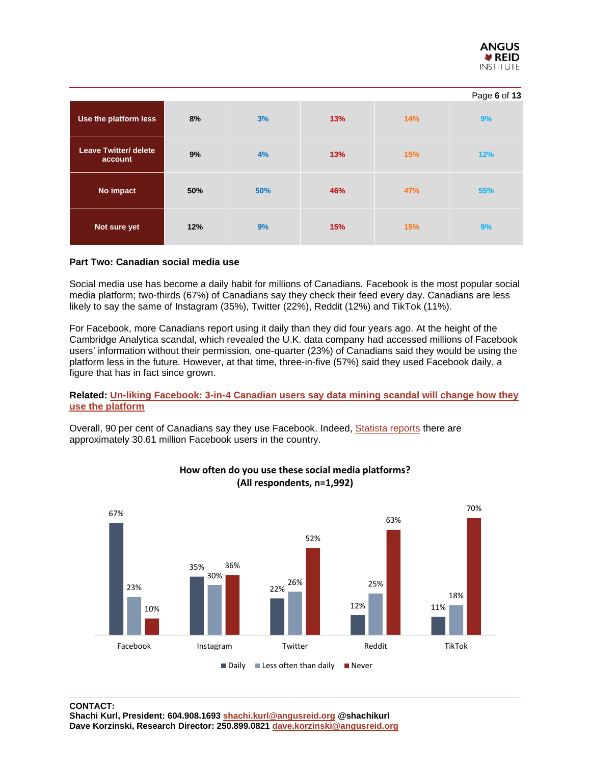| | | | | | |
|---|---|---|---|---|---|
| **Use the platform less** | 8% | 3% | 13% | 14% | 9% |
| **Leave Twitter/ delete account** | 9% | 4% | 13% | 15% | 12% |
| **No impact** | 50% | 50% | 46% | 47% | 55% |
| **Not sure yet** | 12% | 9% | 15% | 15% | 9% |

**Part Two: Canadian social media use**

Social media use has become a daily habit for millions of Canadians. Facebook is the most popular social media platform; two-thirds (67%) of Canadians say they check their feed every day. Canadians are less likely to say the same of Instagram (35%), Twitter (22%), Reddit (12%) and TikTok (11%).

For Facebook, more Canadians report using it daily than they did four years ago. At the height of the Cambridge Analytica scandal, which revealed the U.K. data company had accessed millions of Facebook users' information without their permission, one-quarter (23%) of Canadians said they would be using the platform less in the future. However, at that time, three-in-five (57%) said they used Facebook daily, a figure that has in fact since grown.

**Related: Un-liking Facebook: 3-in-4 Canadian users say data mining scandal will change how they use the platform**

Overall, 90 per cent of Canadians say they use Facebook. Indeed, Statista reports there are approximately 30.61 million Facebook users in the country.

**How often do you use these social media platforms?**
**(All respondents, n=1,992)**

| | Daily | Less often than daily | Never |
|---|---|---|---|
| Facebook | 67% | 23% | 10% |
| Instagram | 35% | 30% | 36% |
| Twitter | 22% | 26% | 52% |
| Reddit | 12% | 25% | 63% |
| TikTok | 11% | 18% | 70% |

**CONTACT:**
**Shachi Kurl, President: 604.908.1693 shachi.kurl@angusreid.org @shachikurl**
**Dave Korzinski, Research Director: 250.899.0821 dave.korzinski@angusreid.org**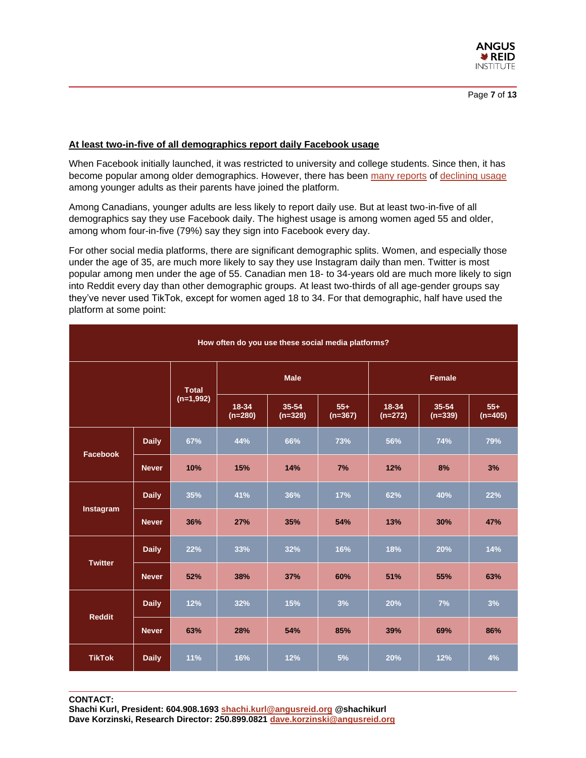## At least two-in-five of all demographics report daily Facebook usage

When Facebook initially launched, it was restricted to university and college students. Since then, it has become popular among older demographics. However, there has been many reports of declining usage among younger adults as their parents have joined the platform.

Among Canadians, younger adults are less likely to report daily use. But at least two-in-five of all demographics say they use Facebook daily. The highest usage is among women aged 55 and older, among whom four-in-five (79%) say they sign into Facebook every day.

For other social media platforms, there are significant demographic splits. Women, and especially those under the age of 35, are much more likely to say they use Instagram daily than men. Twitter is most popular among men under the age of 55. Canadian men 18- to 34-years old are much more likely to sign into Reddit every day than other demographic groups. At least two-thirds of all age-gender groups say they've never used TikTok, except for women aged 18 to 34. For that demographic, half have used the platform at some point:

**How often do you use these social media platforms?**

| | | Total (n=1,992) | Male | | | Female | | |
|---|---|---|---|---|---|---|---|---|
| | | | 18-34 (n=280) | 35-54 (n=328) | 55+ (n=367) | 18-34 (n=272) | 35-54 (n=339) | 55+ (n=405) |
| Facebook | Daily | 67% | 44% | 66% | 73% | 56% | 74% | 79% |
| | Never | 10% | 15% | 14% | 7% | 12% | 8% | 3% |
| Instagram | Daily | 35% | 41% | 36% | 17% | 62% | 40% | 22% |
| | Never | 36% | 27% | 35% | 54% | 13% | 30% | 47% |
| Twitter | Daily | 22% | 33% | 32% | 16% | 18% | 20% | 14% |
| | Never | 52% | 38% | 37% | 60% | 51% | 55% | 63% |
| Reddit | Daily | 12% | 32% | 15% | 3% | 20% | 7% | 3% |
| | Never | 63% | 28% | 54% | 85% | 39% | 69% | 86% |
| TikTok | Daily | 11% | 16% | 12% | 5% | 20% | 12% | 4% |

**CONTACT:**
**Shachi Kurl, President: 604.908.1693 shachi.kurl@angusreid.org @shachikurl**
**Dave Korzinski, Research Director: 250.899.0821 dave.korzinski@angusreid.org**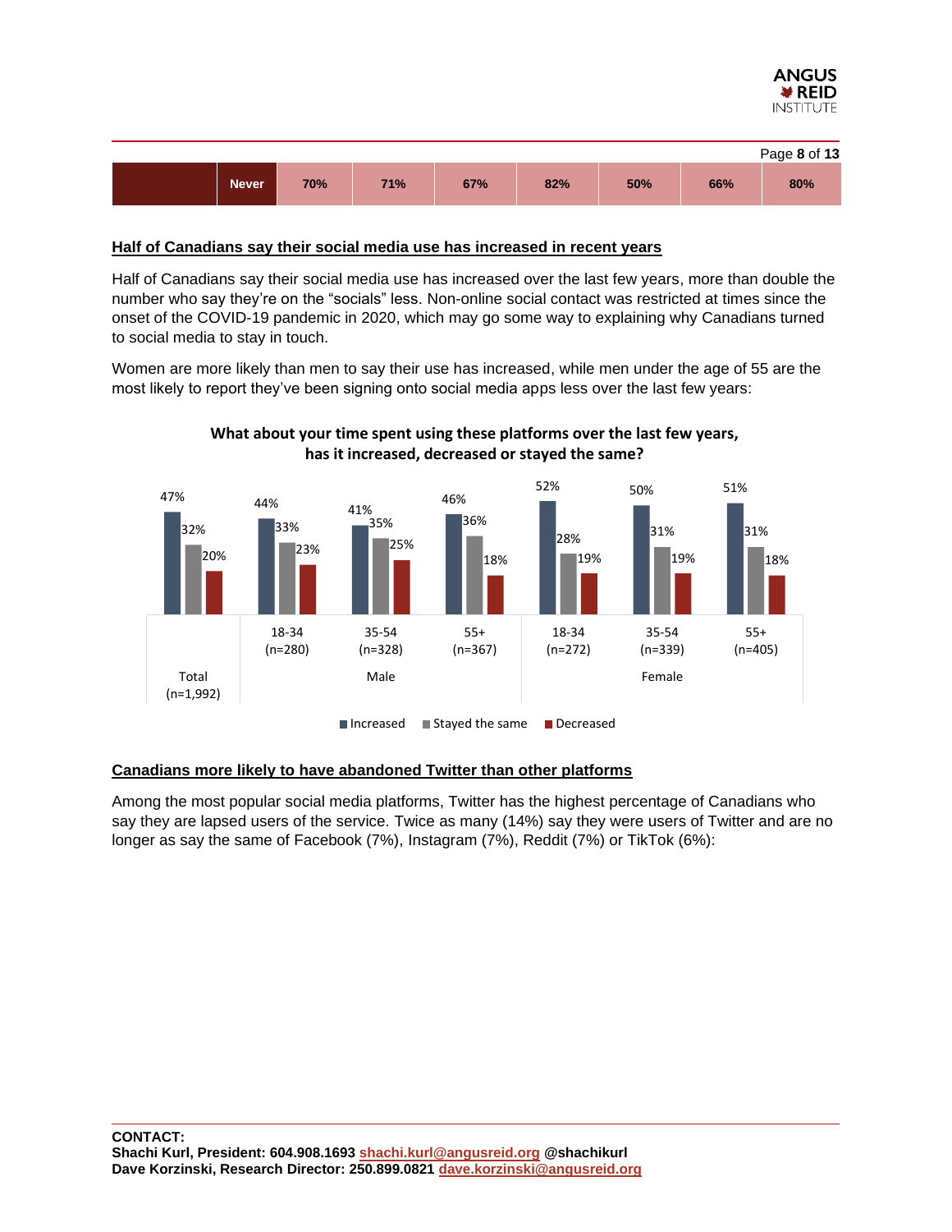| | Never | 70% | 71% | 67% | 82% | 50% | 66% | 80% |
|---|---|---|---|---|---|---|---|---|

## Half of Canadians say their social media use has increased in recent years

Half of Canadians say their social media use has increased over the last few years, more than double the number who say they're on the "socials" less. Non-online social contact was restricted at times since the onset of the COVID-19 pandemic in 2020, which may go some way to explaining why Canadians turned to social media to stay in touch.

Women are more likely than men to say their use has increased, while men under the age of 55 are the most likely to report they've been signing onto social media apps less over the last few years:

**What about your time spent using these platforms over the last few years, has it increased, decreased or stayed the same?**

| | Total (n=1,992) | Male 18-34 (n=280) | Male 35-54 (n=328) | Male 55+ (n=367) | Female 18-34 (n=272) | Female 35-54 (n=339) | Female 55+ (n=405) |
|---|---|---|---|---|---|---|---|
| Increased | 47% | 44% | 41% | 46% | 52% | 50% | 51% |
| Stayed the same | 32% | 33% | 35% | 36% | 28% | 31% | 31% |
| Decreased | 20% | 23% | 25% | 18% | 19% | 19% | 18% |

## Canadians more likely to have abandoned Twitter than other platforms

Among the most popular social media platforms, Twitter has the highest percentage of Canadians who say they are lapsed users of the service. Twice as many (14%) say they were users of Twitter and are no longer as say the same of Facebook (7%), Instagram (7%), Reddit (7%) or TikTok (6%):

**CONTACT:**
**Shachi Kurl, President: 604.908.1693 shachi.kurl@angusreid.org @shachikurl**
**Dave Korzinski, Research Director: 250.899.0821 dave.korzinski@angusreid.org**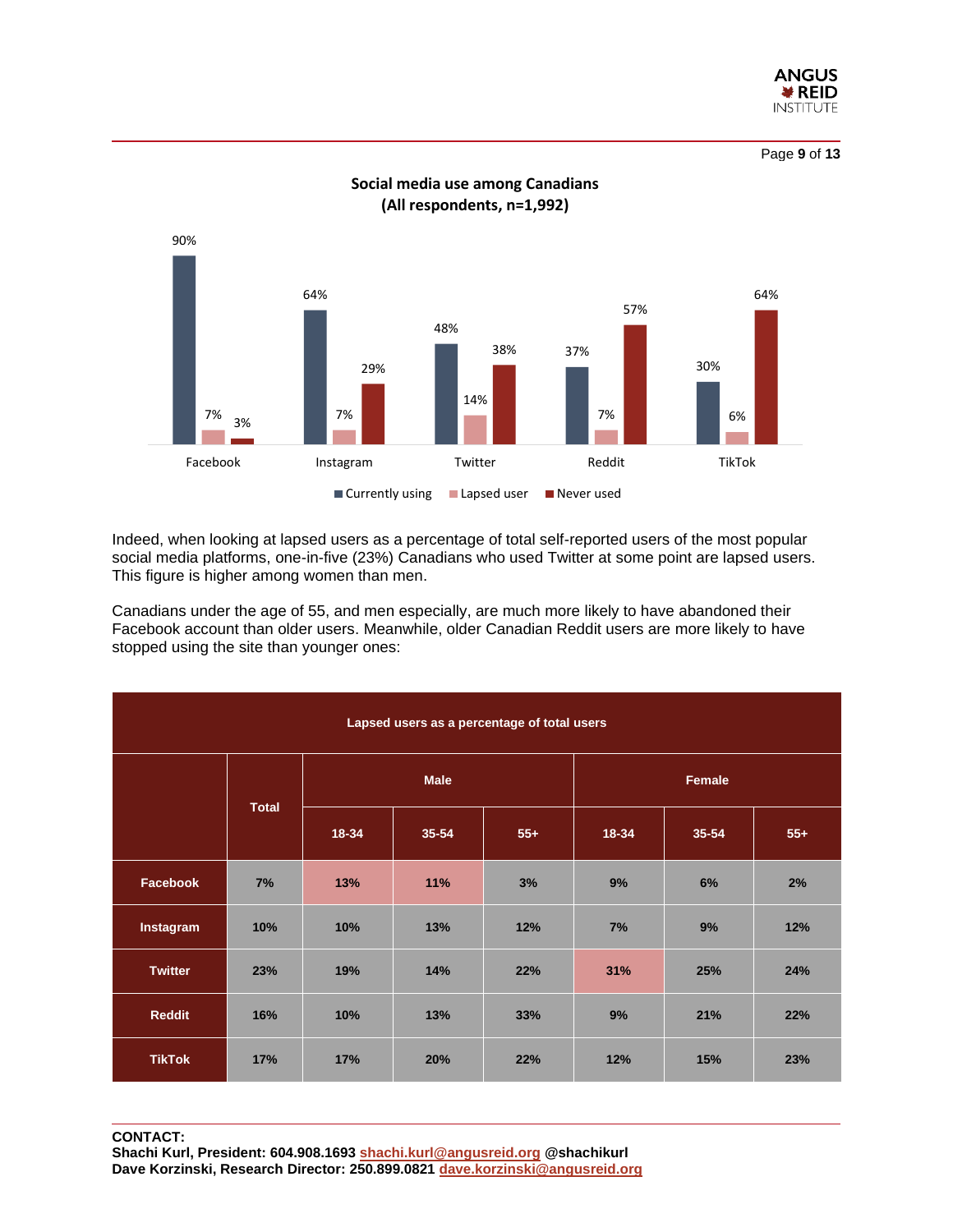**Social media use among Canadians (All respondents, n=1,992)**

| | Currently using | Lapsed user | Never used |
|---|---|---|---|
| Facebook | 90% | 7% | 3% |
| Instagram | 64% | 7% | 29% |
| Twitter | 48% | 14% | 38% |
| Reddit | 37% | 7% | 57% |
| TikTok | 30% | 6% | 64% |

Indeed, when looking at lapsed users as a percentage of total self-reported users of the most popular social media platforms, one-in-five (23%) Canadians who used Twitter at some point are lapsed users. This figure is higher among women than men.

Canadians under the age of 55, and men especially, are much more likely to have abandoned their Facebook account than older users. Meanwhile, older Canadian Reddit users are more likely to have stopped using the site than younger ones:

**Lapsed users as a percentage of total users**

| | Total | Male | | | Female | | |
|---|---|---|---|---|---|---|---|
| | | 18-34 | 35-54 | 55+ | 18-34 | 35-54 | 55+ |
| **Facebook** | 7% | 13% | 11% | 3% | 9% | 6% | 2% |
| **Instagram** | 10% | 10% | 13% | 12% | 7% | 9% | 12% |
| **Twitter** | 23% | 19% | 14% | 22% | 31% | 25% | 24% |
| **Reddit** | 16% | 10% | 13% | 33% | 9% | 21% | 22% |
| **TikTok** | 17% | 17% | 20% | 22% | 12% | 15% | 23% |

**CONTACT:**
**Shachi Kurl, President: 604.908.1693 shachi.kurl@angusreid.org @shachikurl**
**Dave Korzinski, Research Director: 250.899.0821 dave.korzinski@angusreid.org**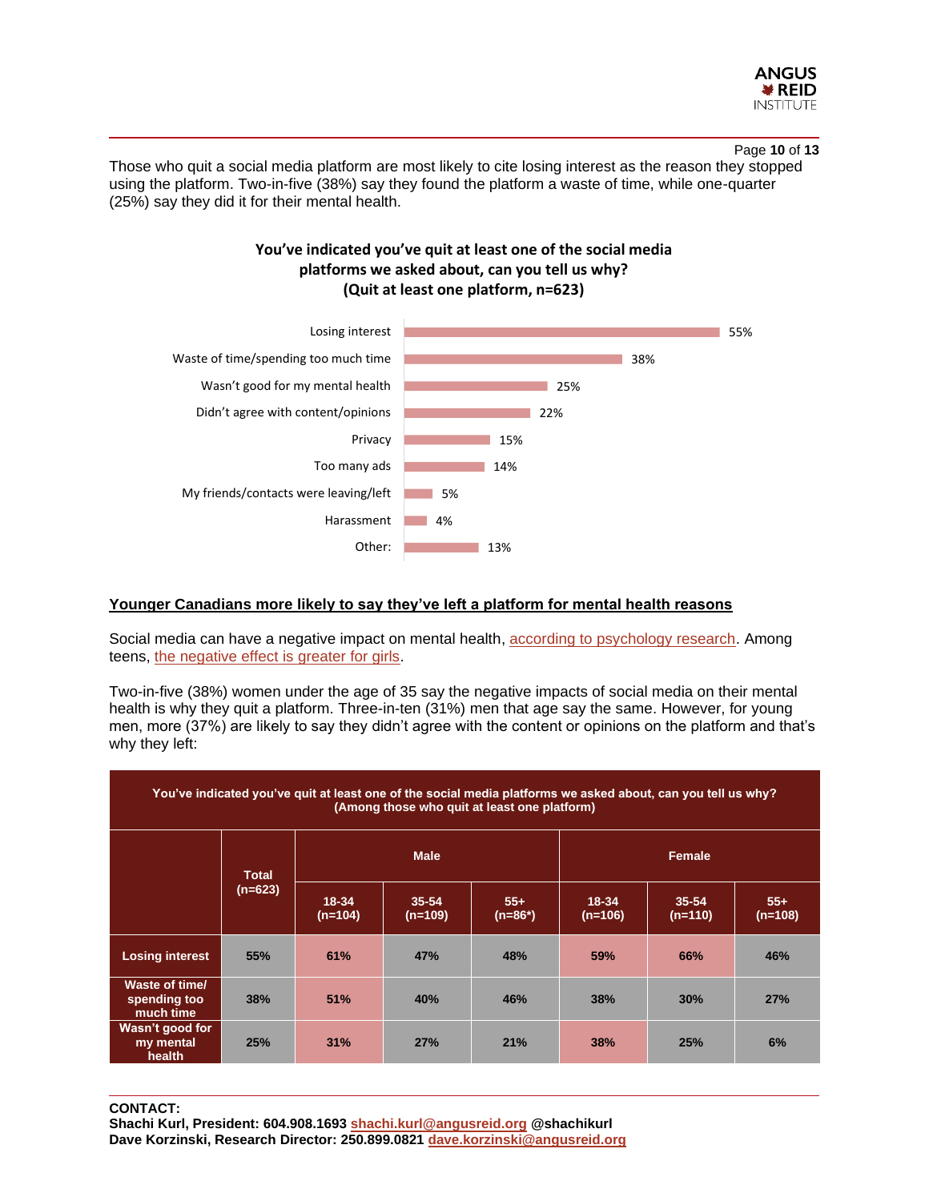Those who quit a social media platform are most likely to cite losing interest as the reason they stopped using the platform. Two-in-five (38%) say they found the platform a waste of time, while one-quarter (25%) say they did it for their mental health.

**You've indicated you've quit at least one of the social media platforms we asked about, can you tell us why? (Quit at least one platform, n=623)**

| Reason | % |
|---|---|
| Losing interest | 55% |
| Waste of time/spending too much time | 38% |
| Wasn't good for my mental health | 25% |
| Didn't agree with content/opinions | 22% |
| Privacy | 15% |
| Too many ads | 14% |
| My friends/contacts were leaving/left | 5% |
| Harassment | 4% |
| Other: | 13% |

## Younger Canadians more likely to say they've left a platform for mental health reasons

Social media can have a negative impact on mental health, according to psychology research. Among teens, the negative effect is greater for girls.

Two-in-five (38%) women under the age of 35 say the negative impacts of social media on their mental health is why they quit a platform. Three-in-ten (31%) men that age say the same. However, for young men, more (37%) are likely to say they didn't agree with the content or opinions on the platform and that's why they left:

**You've indicated you've quit at least one of the social media platforms we asked about, can you tell us why? (Among those who quit at least one platform)**

| | Total (n=623) | Male | | | Female | | |
|---|---|---|---|---|---|---|---|
| | | 18-34 (n=104) | 35-54 (n=109) | 55+ (n=86*) | 18-34 (n=106) | 35-54 (n=110) | 55+ (n=108) |
| Losing interest | 55% | 61% | 47% | 48% | 59% | 66% | 46% |
| Waste of time/ spending too much time | 38% | 51% | 40% | 46% | 38% | 30% | 27% |
| Wasn't good for my mental health | 25% | 31% | 27% | 21% | 38% | 25% | 6% |

**CONTACT:**
**Shachi Kurl, President: 604.908.1693 shachi.kurl@angusreid.org @shachikurl**
**Dave Korzinski, Research Director: 250.899.0821 dave.korzinski@angusreid.org**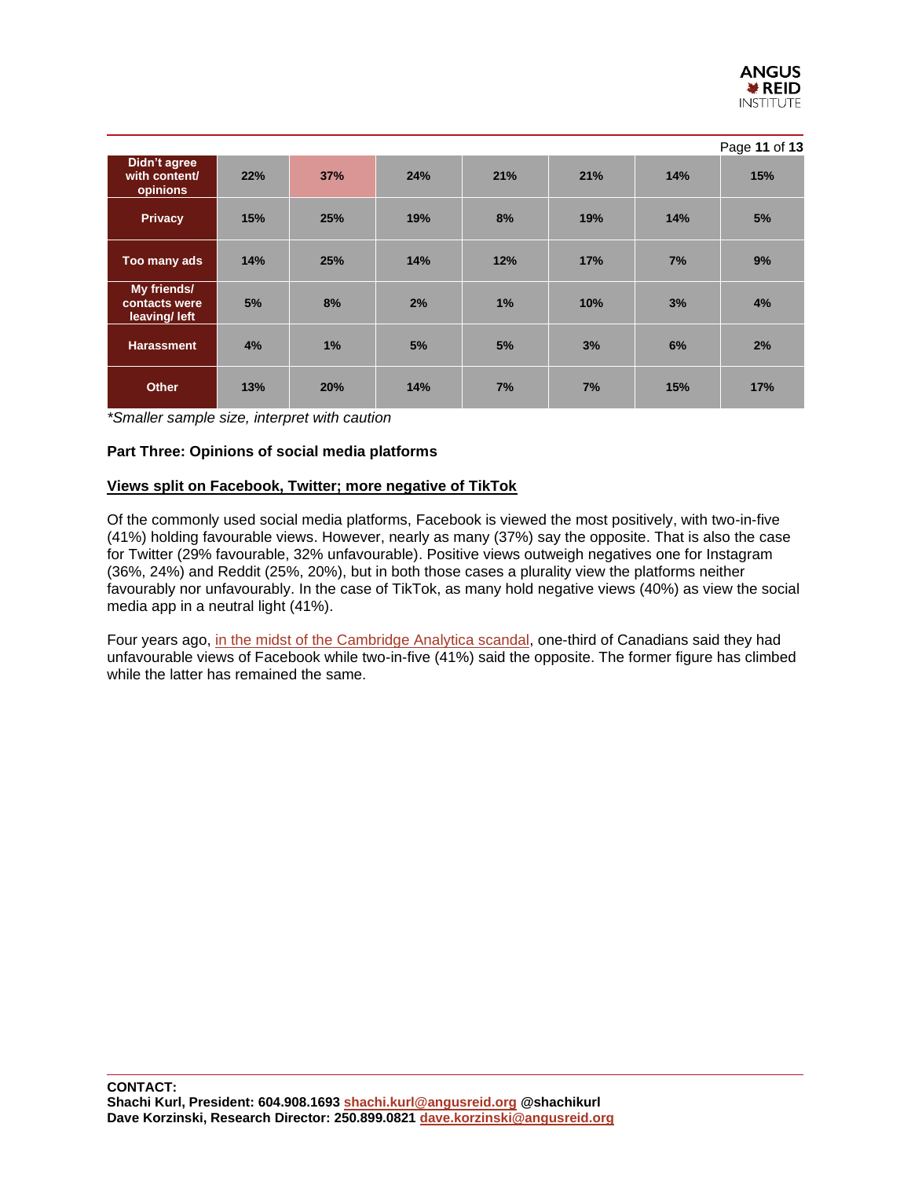| Didn't agree with content/ opinions | 22% | 37% | 24% | 21% | 21% | 14% | 15% |
|---|---|---|---|---|---|---|---|
| Privacy | 15% | 25% | 19% | 8% | 19% | 14% | 5% |
| Too many ads | 14% | 25% | 14% | 12% | 17% | 7% | 9% |
| My friends/ contacts were leaving/ left | 5% | 8% | 2% | 1% | 10% | 3% | 4% |
| Harassment | 4% | 1% | 5% | 5% | 3% | 6% | 2% |
| Other | 13% | 20% | 14% | 7% | 7% | 15% | 17% |

*Smaller sample size, interpret with caution

**Part Three: Opinions of social media platforms**

**Views split on Facebook, Twitter; more negative of TikTok**

Of the commonly used social media platforms, Facebook is viewed the most positively, with two-in-five (41%) holding favourable views. However, nearly as many (37%) say the opposite. That is also the case for Twitter (29% favourable, 32% unfavourable). Positive views outweigh negatives one for Instagram (36%, 24%) and Reddit (25%, 20%), but in both those cases a plurality view the platforms neither favourably nor unfavourably. In the case of TikTok, as many hold negative views (40%) as view the social media app in a neutral light (41%).

Four years ago, in the midst of the Cambridge Analytica scandal, one-third of Canadians said they had unfavourable views of Facebook while two-in-five (41%) said the opposite. The former figure has climbed while the latter has remained the same.

**CONTACT:**
**Shachi Kurl, President: 604.908.1693 shachi.kurl@angusreid.org @shachikurl**
**Dave Korzinski, Research Director: 250.899.0821 dave.korzinski@angusreid.org**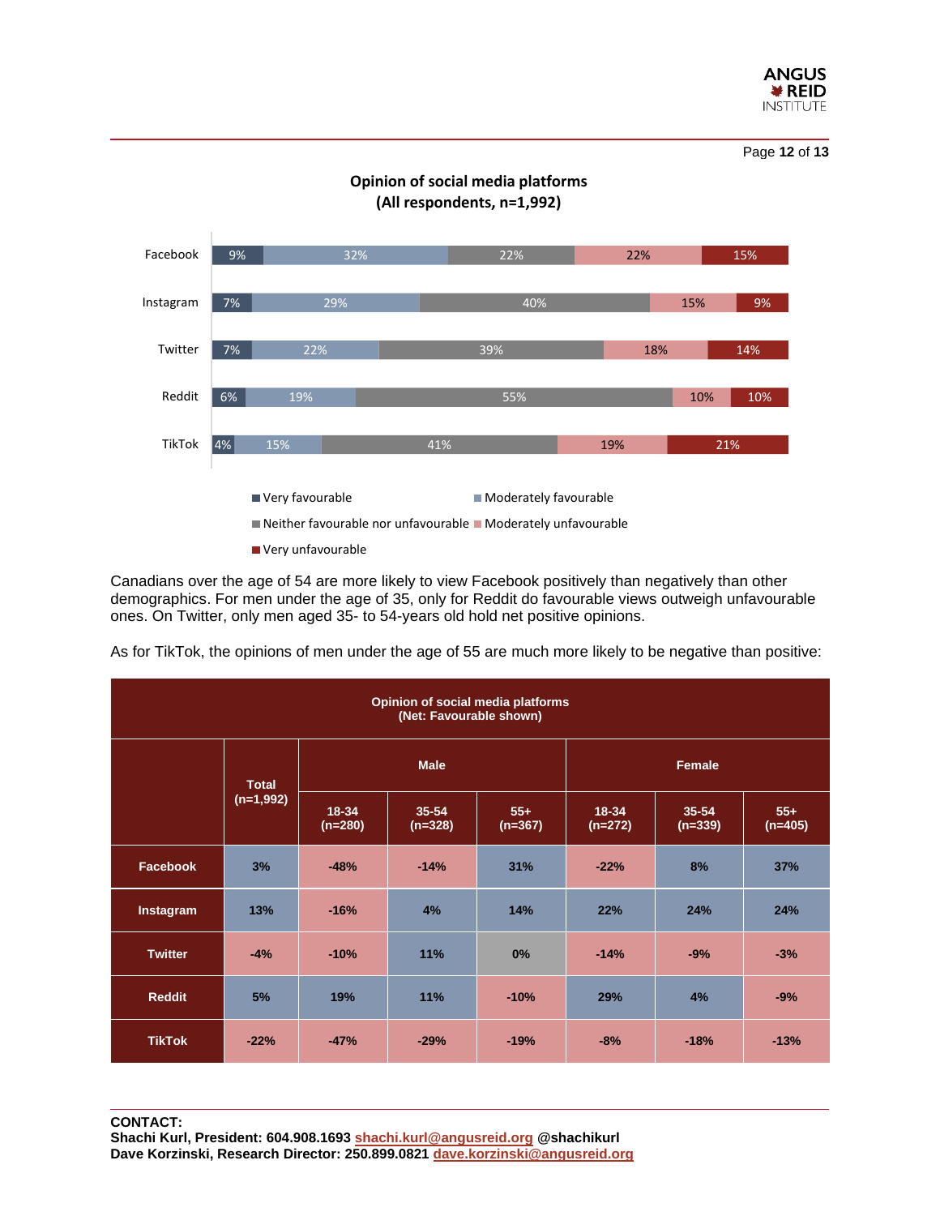**Opinion of social media platforms**
**(All respondents, n=1,992)**

| | Very favourable | Moderately favourable | Neither favourable nor unfavourable | Moderately unfavourable | Very unfavourable |
|---|---|---|---|---|---|
| Facebook | 9% | 32% | 22% | 22% | 15% |
| Instagram | 7% | 29% | 40% | 15% | 9% |
| Twitter | 7% | 22% | 39% | 18% | 14% |
| Reddit | 6% | 19% | 55% | 10% | 10% |
| TikTok | 4% | 15% | 41% | 19% | 21% |

Canadians over the age of 54 are more likely to view Facebook positively than negatively than other demographics. For men under the age of 35, only for Reddit do favourable views outweigh unfavourable ones. On Twitter, only men aged 35- to 54-years old hold net positive opinions.

As for TikTok, the opinions of men under the age of 55 are much more likely to be negative than positive:

**Opinion of social media platforms**
**(Net: Favourable shown)**

| | Total (n=1,992) | Male | | | Female | | |
|---|---|---|---|---|---|---|---|
| | | 18-34 (n=280) | 35-54 (n=328) | 55+ (n=367) | 18-34 (n=272) | 35-54 (n=339) | 55+ (n=405) |
| **Facebook** | 3% | -48% | -14% | 31% | -22% | 8% | 37% |
| **Instagram** | 13% | -16% | 4% | 14% | 22% | 24% | 24% |
| **Twitter** | -4% | -10% | 11% | 0% | -14% | -9% | -3% |
| **Reddit** | 5% | 19% | 11% | -10% | 29% | 4% | -9% |
| **TikTok** | -22% | -47% | -29% | -19% | -8% | -18% | -13% |

**CONTACT:**
**Shachi Kurl, President: 604.908.1693 shachi.kurl@angusreid.org @shachikurl**
**Dave Korzinski, Research Director: 250.899.0821 dave.korzinski@angusreid.org**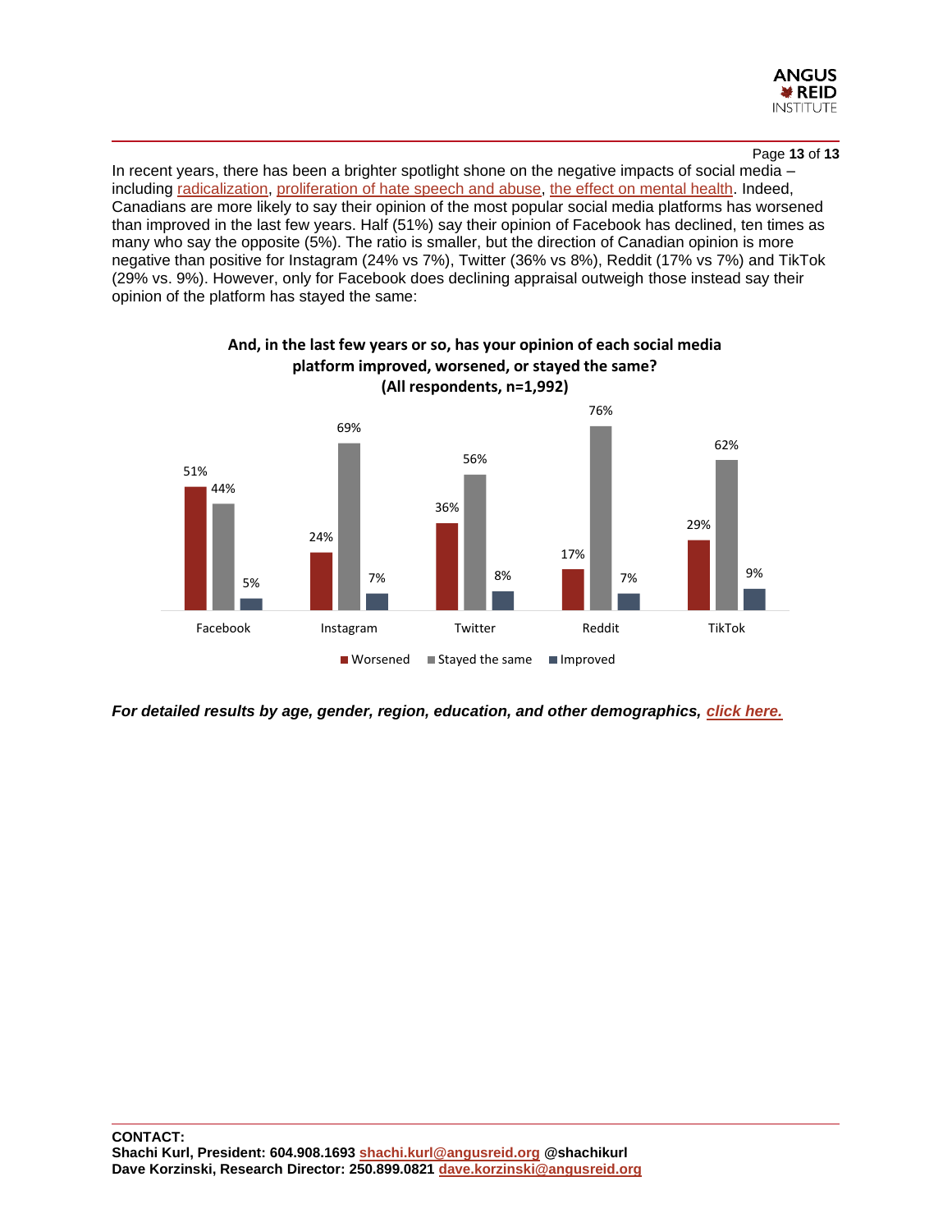In recent years, there has been a brighter spotlight shone on the negative impacts of social media – including radicalization, proliferation of hate speech and abuse, the effect on mental health. Indeed, Canadians are more likely to say their opinion of the most popular social media platforms has worsened than improved in the last few years. Half (51%) say their opinion of Facebook has declined, ten times as many who say the opposite (5%). The ratio is smaller, but the direction of Canadian opinion is more negative than positive for Instagram (24% vs 7%), Twitter (36% vs 8%), Reddit (17% vs 7%) and TikTok (29% vs. 9%). However, only for Facebook does declining appraisal outweigh those instead say their opinion of the platform has stayed the same:

**And, in the last few years or so, has your opinion of each social media platform improved, worsened, or stayed the same? (All respondents, n=1,992)**

Facebook: 51%, 44%, 5%

Instagram: 24%, 69%, 7%

Twitter: 36%, 56%, 8%

Reddit: 17%, 76%, 7%

TikTok: 29%, 62%, 9%

Worsened ■ Stayed the same ■ Improved

***For detailed results by age, gender, region, education, and other demographics, click here.***

**CONTACT:**
**Shachi Kurl, President: 604.908.1693 shachi.kurl@angusreid.org @shachikurl**
**Dave Korzinski, Research Director: 250.899.0821 dave.korzinski@angusreid.org**